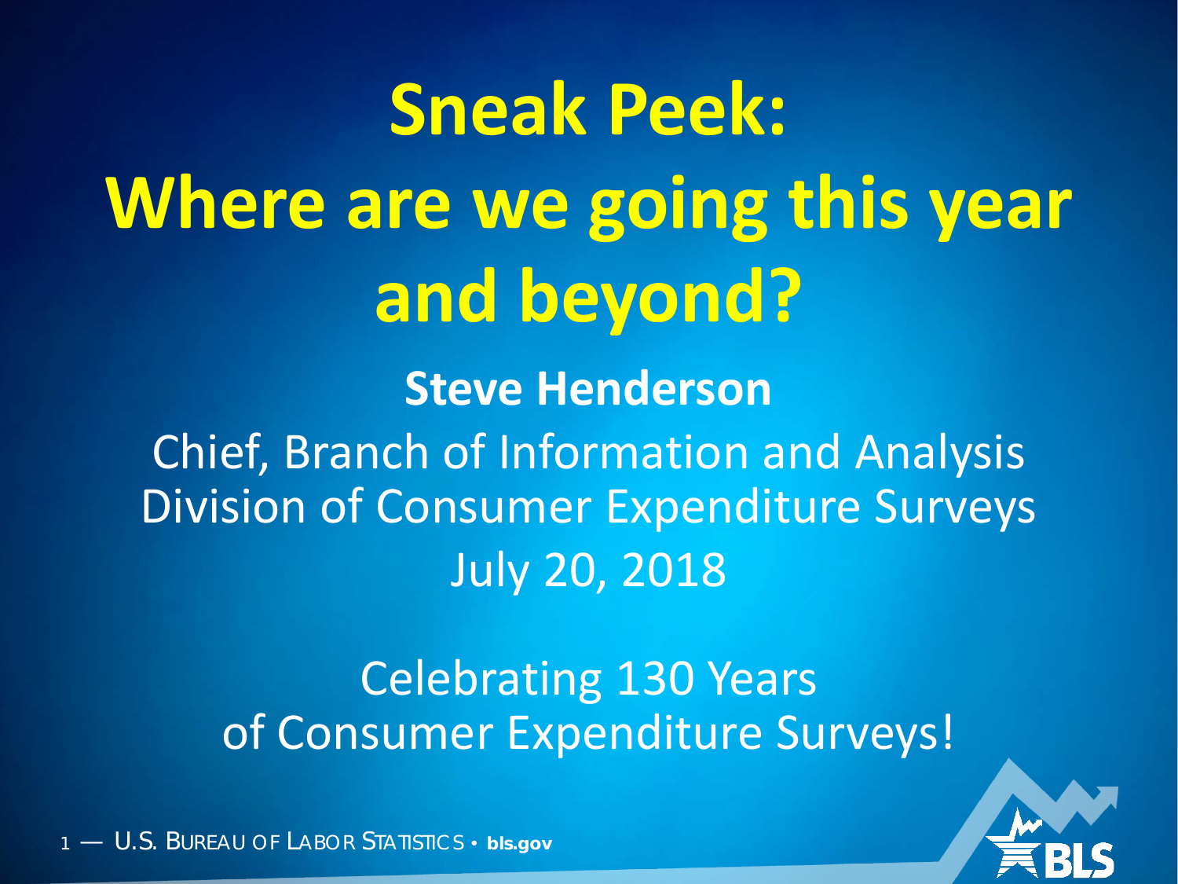# Sneak Peek: Where are we going this year and beyond?

**Steve Henderson**

Chief, Branch of Information and Analysis
Division of Consumer Expenditure Surveys
July 20, 2018

Celebrating 130 Years of Consumer Expenditure Surveys!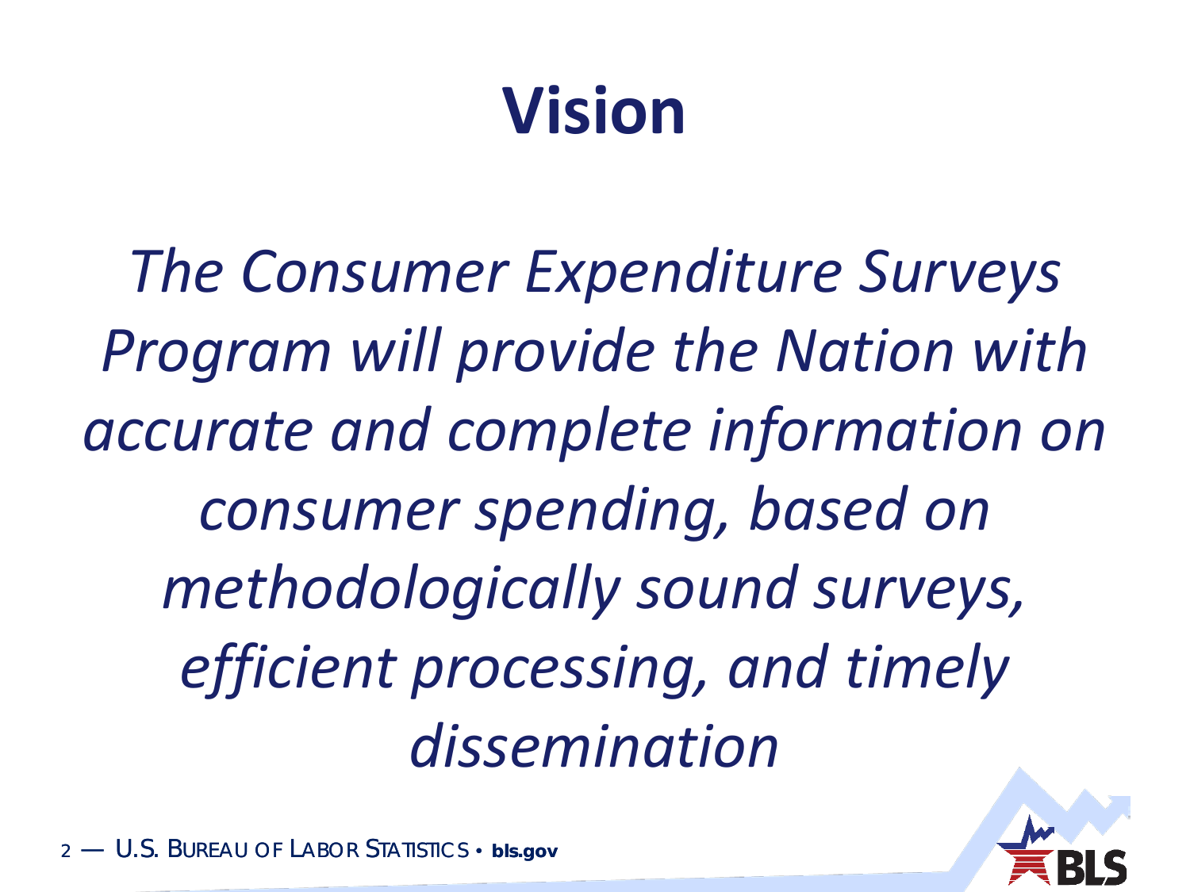# Vision

*The Consumer Expenditure Surveys Program will provide the Nation with accurate and complete information on consumer spending, based on methodologically sound surveys, efficient processing, and timely dissemination*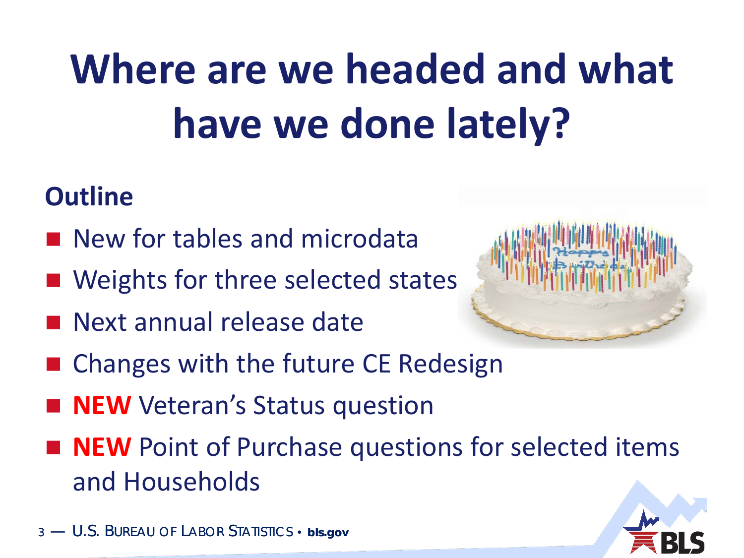# Where are we headed and what have we done lately?

## Outline

- New for tables and microdata
- Weights for three selected states
- Next annual release date
- Changes with the future CE Redesign
- **NEW** Veteran's Status question
- **NEW** Point of Purchase questions for selected items and Households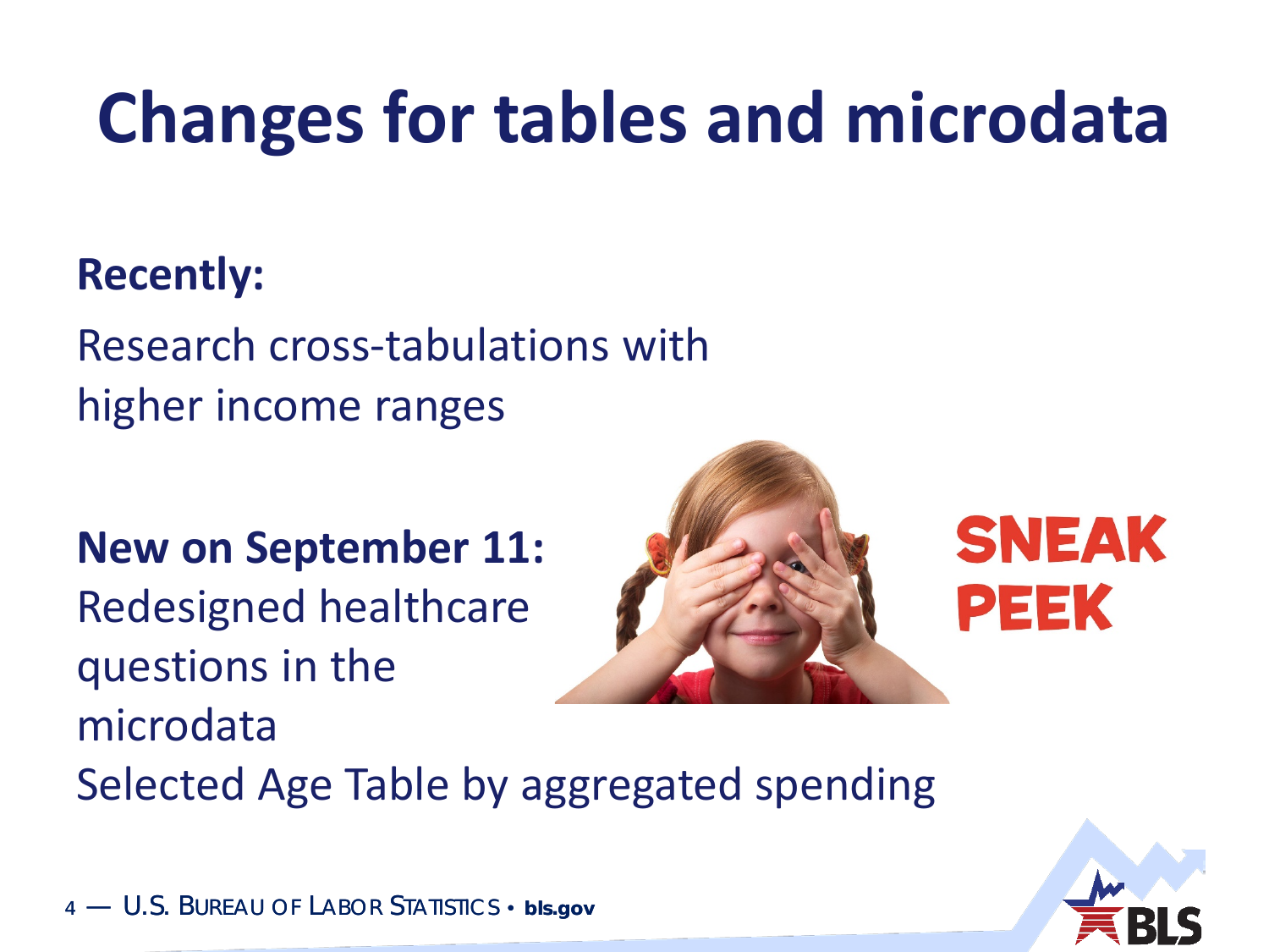# Changes for tables and microdata

**Recently:**

Research cross-tabulations with higher income ranges

**New on September 11:**

Redesigned healthcare questions in the microdata

Selected Age Table by aggregated spending

SNEAK PEEK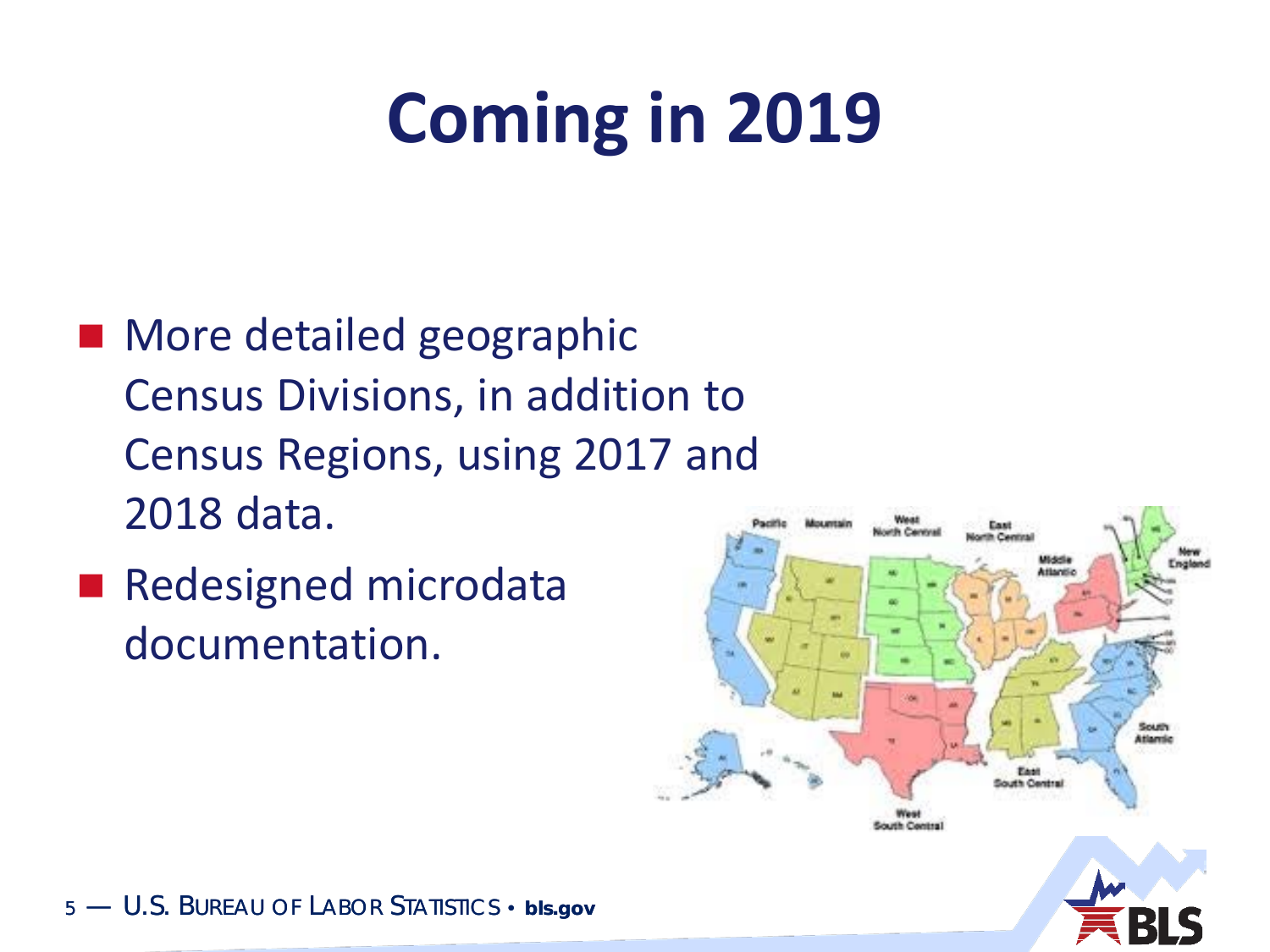# Coming in 2019

- More detailed geographic Census Divisions, in addition to Census Regions, using 2017 and 2018 data.
- Redesigned microdata documentation.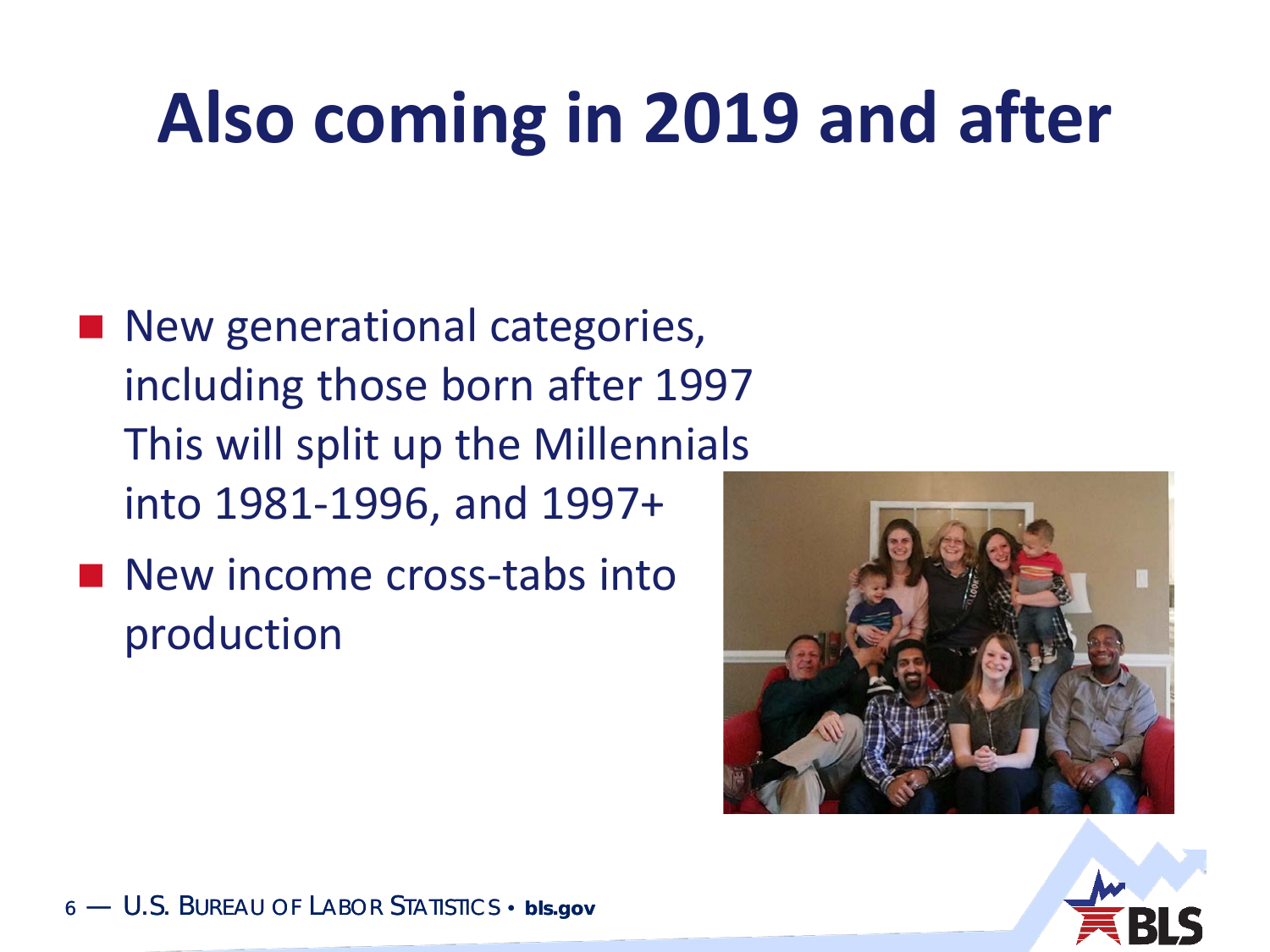# Also coming in 2019 and after

- New generational categories, including those born after 1997 This will split up the Millennials into 1981-1996, and 1997+
- New income cross-tabs into production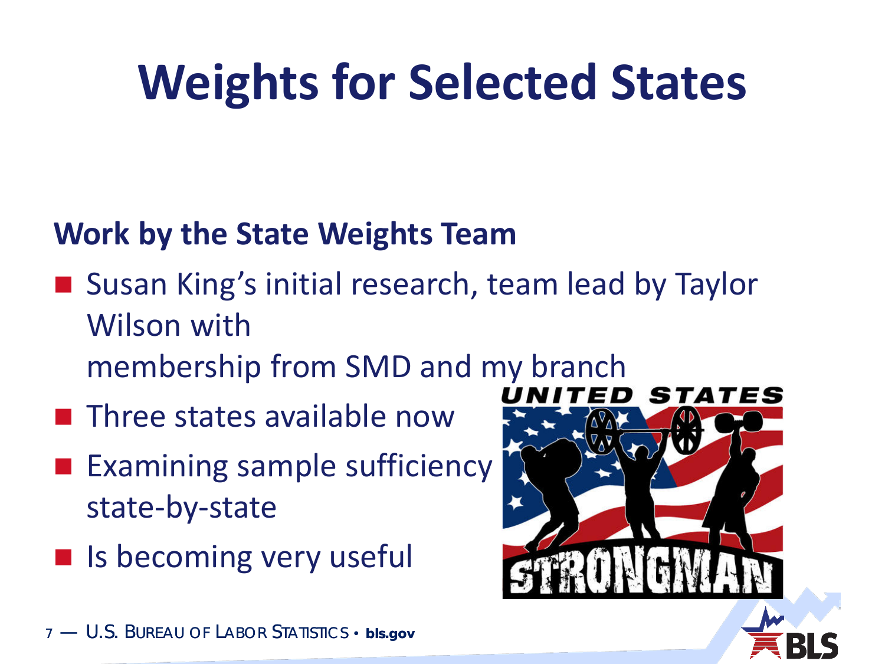# Weights for Selected States

**Work by the State Weights Team**

- Susan King's initial research, team lead by Taylor Wilson with membership from SMD and my branch
- Three states available now
- Examining sample sufficiency state-by-state
- Is becoming very useful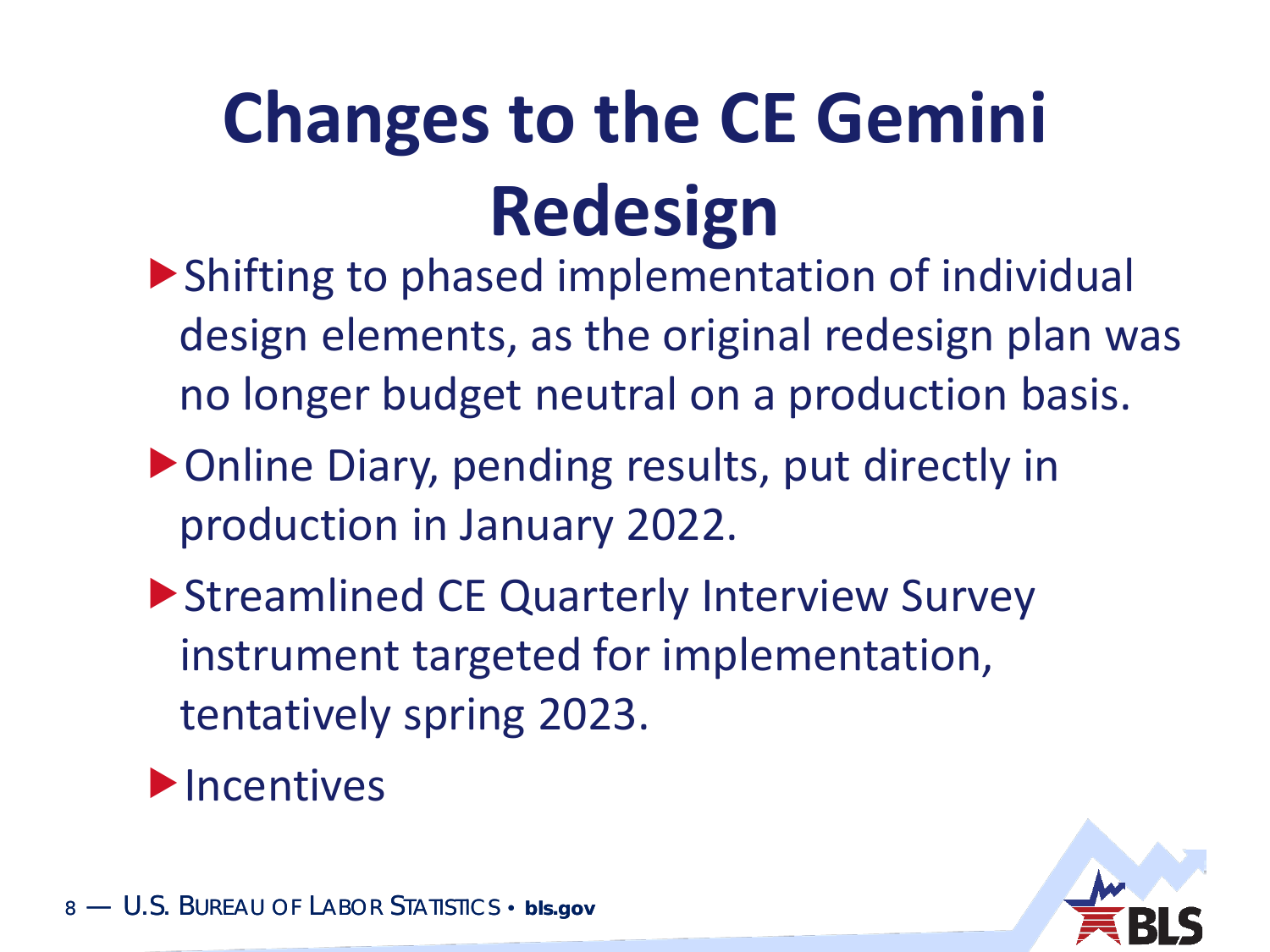# Changes to the CE Gemini Redesign

- Shifting to phased implementation of individual design elements, as the original redesign plan was no longer budget neutral on a production basis.
- Online Diary, pending results, put directly in production in January 2022.
- Streamlined CE Quarterly Interview Survey instrument targeted for implementation, tentatively spring 2023.
- Incentives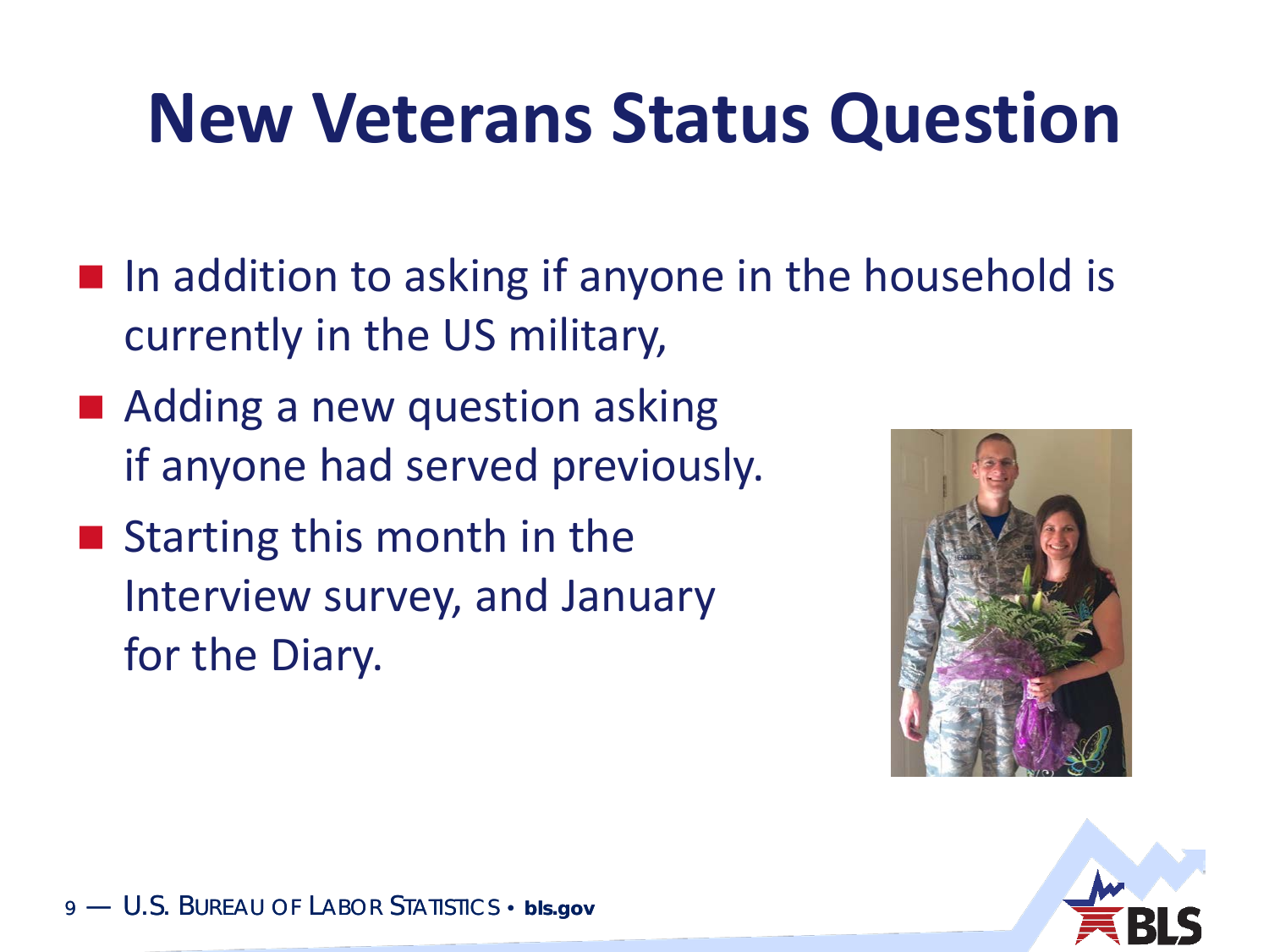# New Veterans Status Question

- In addition to asking if anyone in the household is currently in the US military,
- Adding a new question asking if anyone had served previously.
- Starting this month in the Interview survey, and January for the Diary.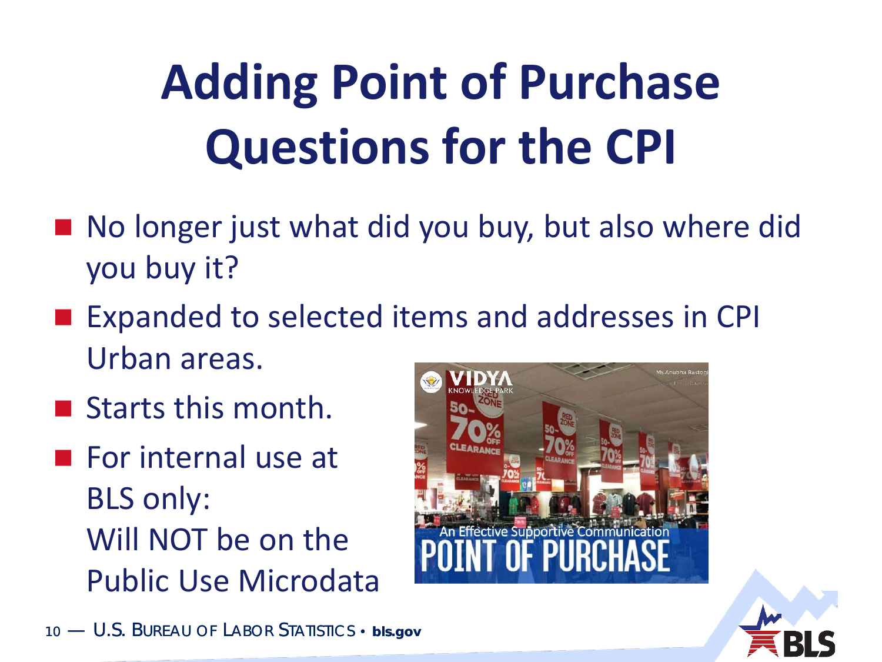# Adding Point of Purchase Questions for the CPI

- No longer just what did you buy, but also where did you buy it?
- Expanded to selected items and addresses in CPI Urban areas.
- Starts this month.
- For internal use at BLS only:
  Will NOT be on the Public Use Microdata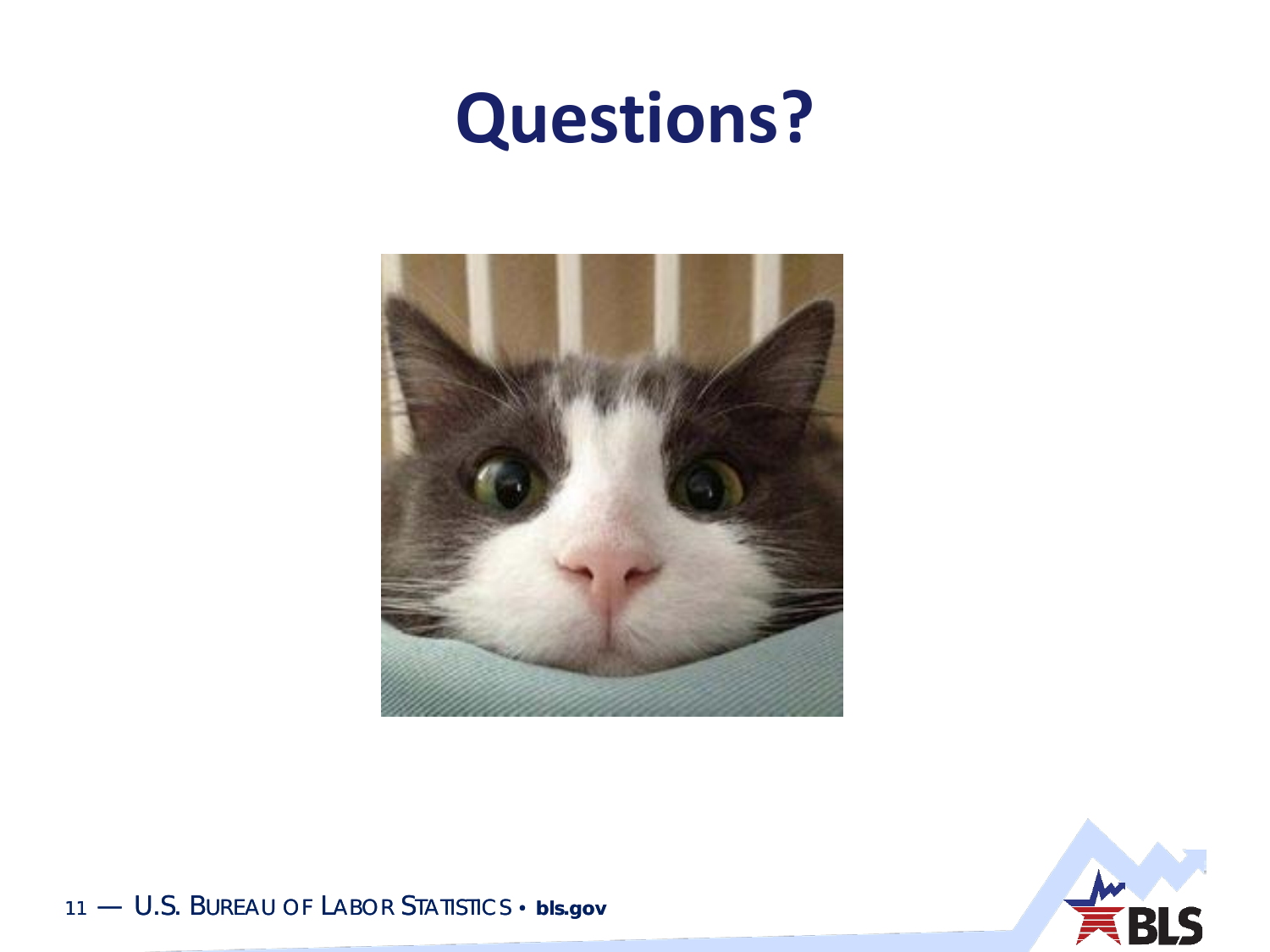# Questions?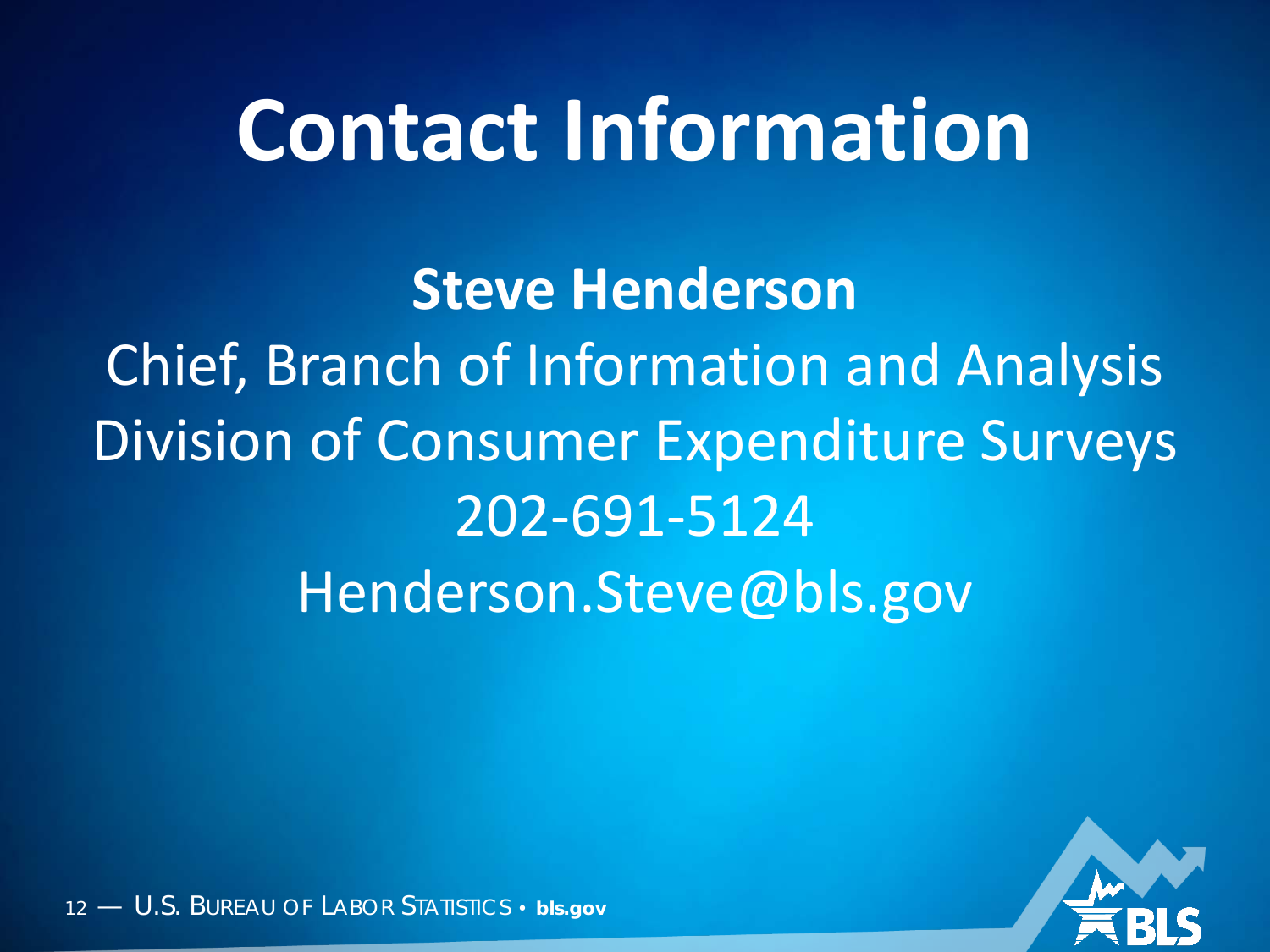# Contact Information

**Steve Henderson**

Chief, Branch of Information and Analysis

Division of Consumer Expenditure Surveys

202-691-5124

Henderson.Steve@bls.gov